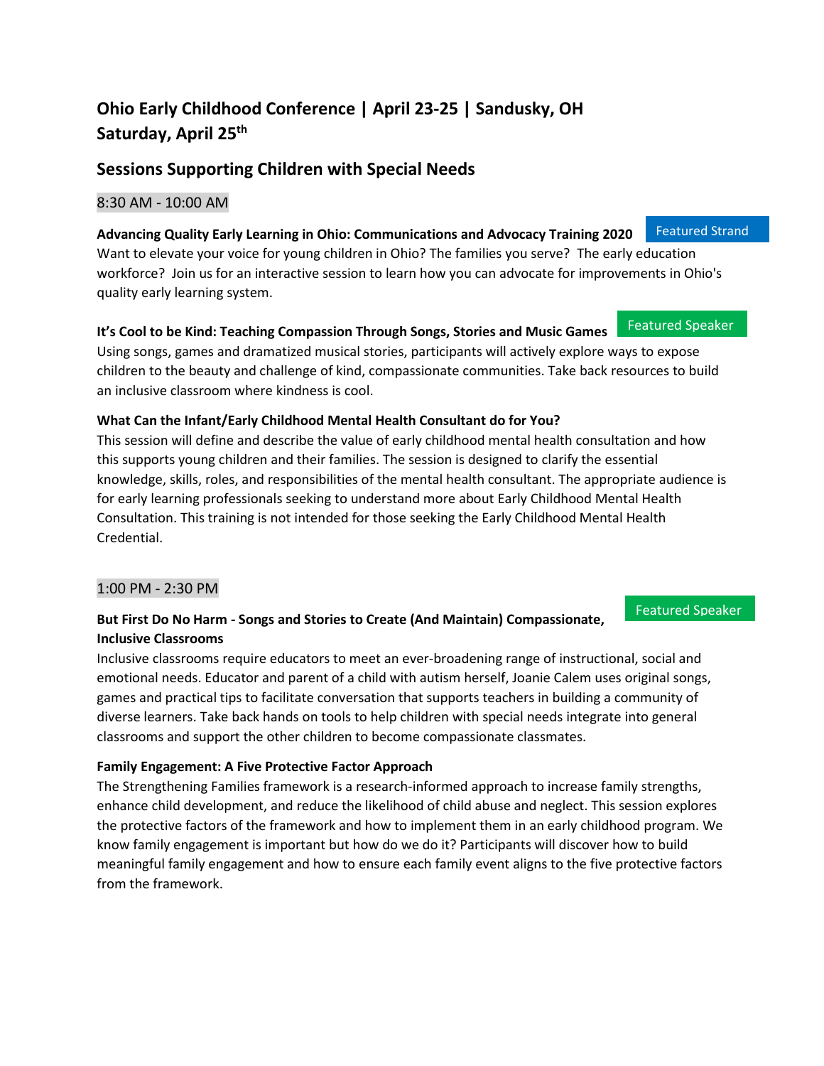# Ohio Early Childhood Conference | April 23-25 | Sandusky, OH
# Saturday, April 25th

## Sessions Supporting Children with Special Needs

### 8:30 AM - 10:00 AM

**Advancing Quality Early Learning in Ohio: Communications and Advocacy Training 2020** Featured Strand

Want to elevate your voice for young children in Ohio? The families you serve? The early education workforce? Join us for an interactive session to learn how you can advocate for improvements in Ohio's quality early learning system.

**It's Cool to be Kind: Teaching Compassion Through Songs, Stories and Music Games** Featured Speaker

Using songs, games and dramatized musical stories, participants will actively explore ways to expose children to the beauty and challenge of kind, compassionate communities. Take back resources to build an inclusive classroom where kindness is cool.

**What Can the Infant/Early Childhood Mental Health Consultant do for You?**

This session will define and describe the value of early childhood mental health consultation and how this supports young children and their families. The session is designed to clarify the essential knowledge, skills, roles, and responsibilities of the mental health consultant. The appropriate audience is for early learning professionals seeking to understand more about Early Childhood Mental Health Consultation. This training is not intended for those seeking the Early Childhood Mental Health Credential.

### 1:00 PM - 2:30 PM

**But First Do No Harm - Songs and Stories to Create (And Maintain) Compassionate, Inclusive Classrooms** Featured Speaker

Inclusive classrooms require educators to meet an ever-broadening range of instructional, social and emotional needs. Educator and parent of a child with autism herself, Joanie Calem uses original songs, games and practical tips to facilitate conversation that supports teachers in building a community of diverse learners. Take back hands on tools to help children with special needs integrate into general classrooms and support the other children to become compassionate classmates.

**Family Engagement: A Five Protective Factor Approach**

The Strengthening Families framework is a research-informed approach to increase family strengths, enhance child development, and reduce the likelihood of child abuse and neglect. This session explores the protective factors of the framework and how to implement them in an early childhood program. We know family engagement is important but how do we do it? Participants will discover how to build meaningful family engagement and how to ensure each family event aligns to the five protective factors from the framework.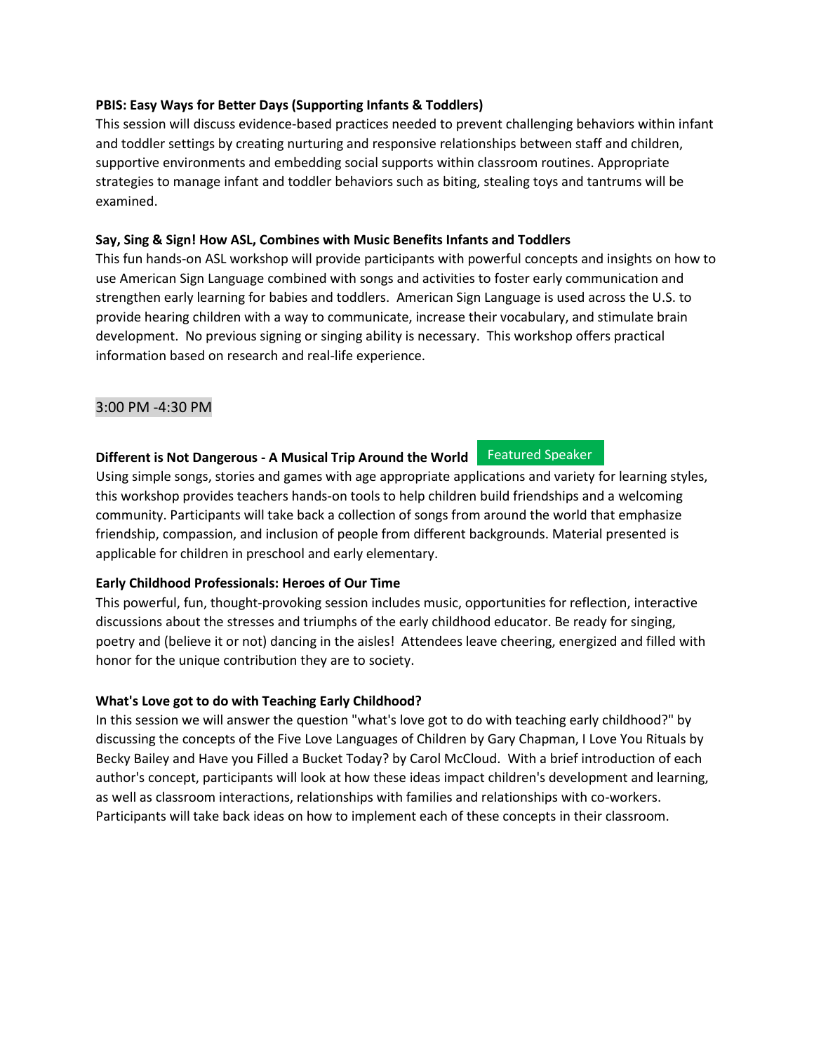**PBIS: Easy Ways for Better Days (Supporting Infants & Toddlers)**

This session will discuss evidence-based practices needed to prevent challenging behaviors within infant and toddler settings by creating nurturing and responsive relationships between staff and children, supportive environments and embedding social supports within classroom routines. Appropriate strategies to manage infant and toddler behaviors such as biting, stealing toys and tantrums will be examined.

**Say, Sing & Sign! How ASL, Combines with Music Benefits Infants and Toddlers**

This fun hands-on ASL workshop will provide participants with powerful concepts and insights on how to use American Sign Language combined with songs and activities to foster early communication and strengthen early learning for babies and toddlers. American Sign Language is used across the U.S. to provide hearing children with a way to communicate, increase their vocabulary, and stimulate brain development. No previous signing or singing ability is necessary. This workshop offers practical information based on research and real-life experience.

## 3:00 PM -4:30 PM

**Different is Not Dangerous - A Musical Trip Around the World** Featured Speaker

Using simple songs, stories and games with age appropriate applications and variety for learning styles, this workshop provides teachers hands-on tools to help children build friendships and a welcoming community. Participants will take back a collection of songs from around the world that emphasize friendship, compassion, and inclusion of people from different backgrounds. Material presented is applicable for children in preschool and early elementary.

**Early Childhood Professionals: Heroes of Our Time**

This powerful, fun, thought-provoking session includes music, opportunities for reflection, interactive discussions about the stresses and triumphs of the early childhood educator. Be ready for singing, poetry and (believe it or not) dancing in the aisles! Attendees leave cheering, energized and filled with honor for the unique contribution they are to society.

**What's Love got to do with Teaching Early Childhood?**

In this session we will answer the question "what's love got to do with teaching early childhood?" by discussing the concepts of the Five Love Languages of Children by Gary Chapman, I Love You Rituals by Becky Bailey and Have you Filled a Bucket Today? by Carol McCloud. With a brief introduction of each author's concept, participants will look at how these ideas impact children's development and learning, as well as classroom interactions, relationships with families and relationships with co-workers. Participants will take back ideas on how to implement each of these concepts in their classroom.